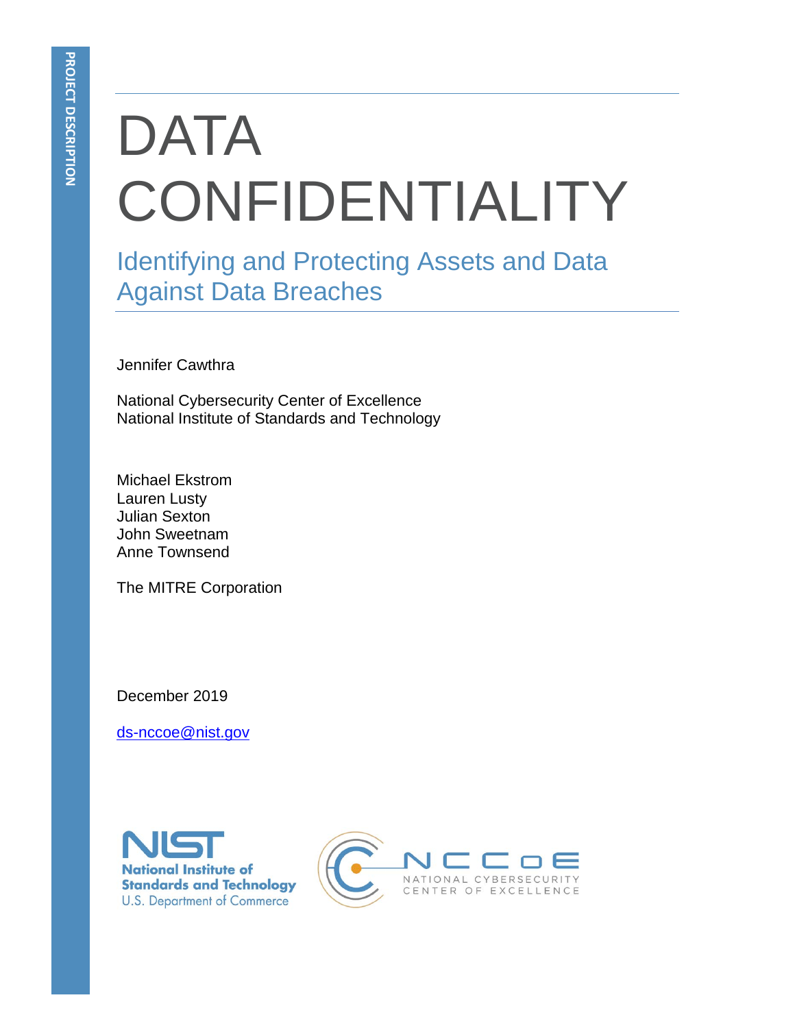PROJECT DESCRIPTION

# DATA CONFIDENTIALITY

## Identifying and Protecting Assets and Data Against Data Breaches

Jennifer Cawthra

National Cybersecurity Center of Excellence
National Institute of Standards and Technology

Michael Ekstrom
Lauren Lusty
Julian Sexton
John Sweetnam
Anne Townsend

The MITRE Corporation

December 2019

ds-nccoe@nist.gov

NIST National Institute of Standards and Technology U.S. Department of Commerce

NCCoE NATIONAL CYBERSECURITY CENTER OF EXCELLENCE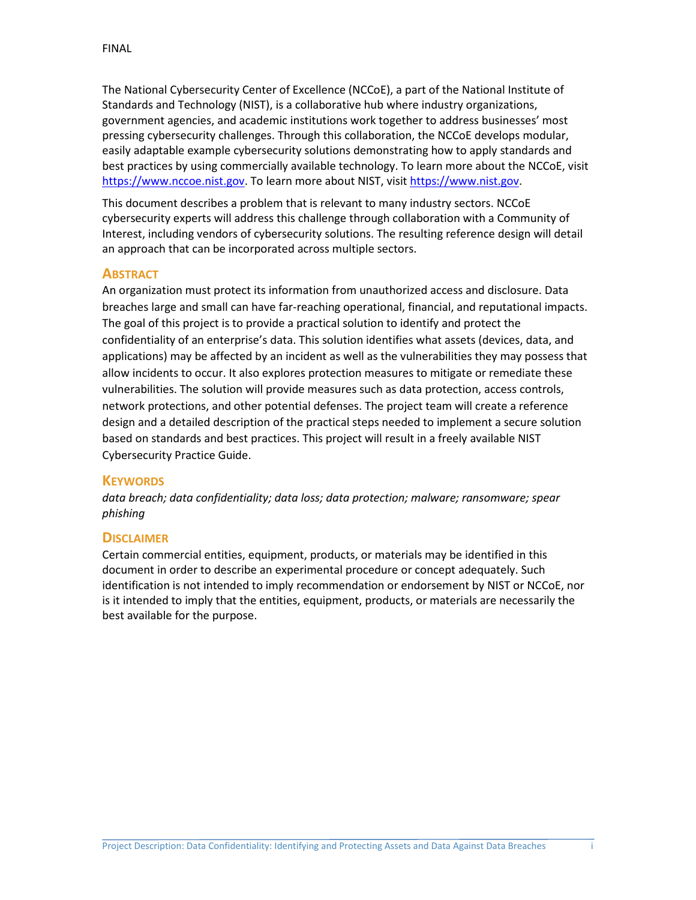The National Cybersecurity Center of Excellence (NCCoE), a part of the National Institute of Standards and Technology (NIST), is a collaborative hub where industry organizations, government agencies, and academic institutions work together to address businesses' most pressing cybersecurity challenges. Through this collaboration, the NCCoE develops modular, easily adaptable example cybersecurity solutions demonstrating how to apply standards and best practices by using commercially available technology. To learn more about the NCCoE, visit https://www.nccoe.nist.gov. To learn more about NIST, visit https://www.nist.gov.

This document describes a problem that is relevant to many industry sectors. NCCoE cybersecurity experts will address this challenge through collaboration with a Community of Interest, including vendors of cybersecurity solutions. The resulting reference design will detail an approach that can be incorporated across multiple sectors.

## Abstract

An organization must protect its information from unauthorized access and disclosure. Data breaches large and small can have far-reaching operational, financial, and reputational impacts. The goal of this project is to provide a practical solution to identify and protect the confidentiality of an enterprise's data. This solution identifies what assets (devices, data, and applications) may be affected by an incident as well as the vulnerabilities they may possess that allow incidents to occur. It also explores protection measures to mitigate or remediate these vulnerabilities. The solution will provide measures such as data protection, access controls, network protections, and other potential defenses. The project team will create a reference design and a detailed description of the practical steps needed to implement a secure solution based on standards and best practices. This project will result in a freely available NIST Cybersecurity Practice Guide.

## Keywords

*data breach; data confidentiality; data loss; data protection; malware; ransomware; spear phishing*

## Disclaimer

Certain commercial entities, equipment, products, or materials may be identified in this document in order to describe an experimental procedure or concept adequately. Such identification is not intended to imply recommendation or endorsement by NIST or NCCoE, nor is it intended to imply that the entities, equipment, products, or materials are necessarily the best available for the purpose.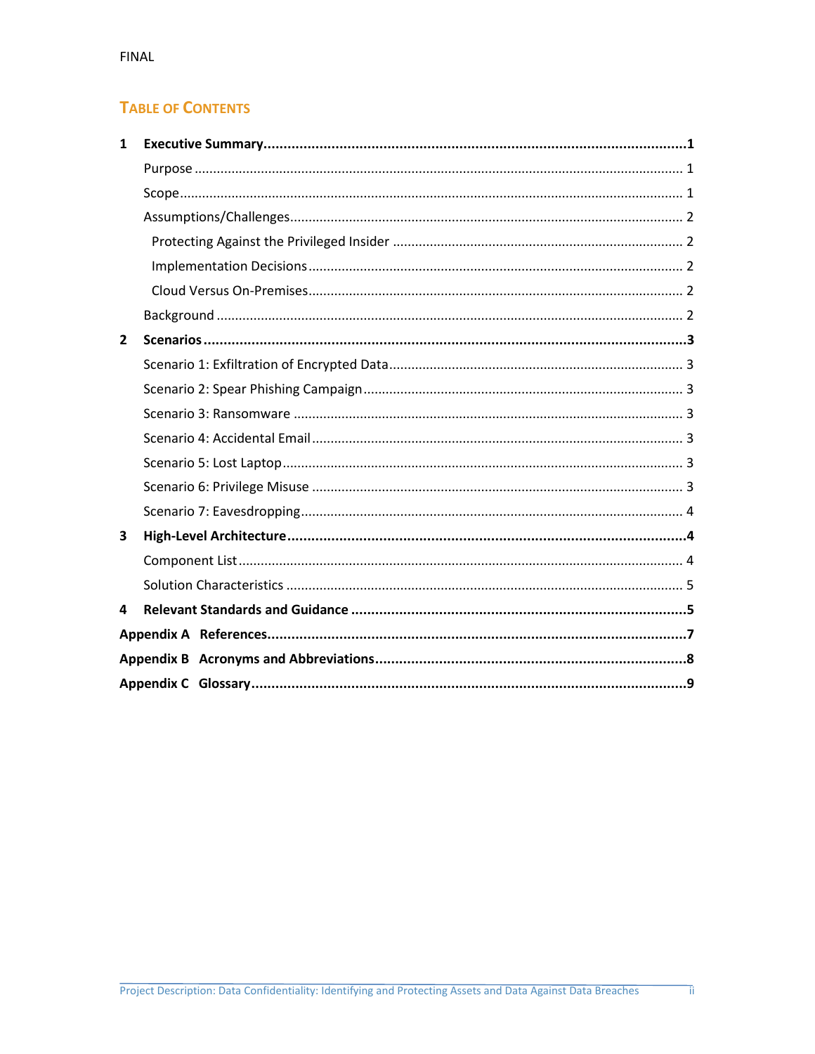FINAL

## Table of Contents

**1 Executive Summary .......... 1**

- Purpose .......... 1
- Scope .......... 1
- Assumptions/Challenges .......... 2
  - Protecting Against the Privileged Insider .......... 2
  - Implementation Decisions .......... 2
  - Cloud Versus On-Premises .......... 2
- Background .......... 2

**2 Scenarios .......... 3**

- Scenario 1: Exfiltration of Encrypted Data .......... 3
- Scenario 2: Spear Phishing Campaign .......... 3
- Scenario 3: Ransomware .......... 3
- Scenario 4: Accidental Email .......... 3
- Scenario 5: Lost Laptop .......... 3
- Scenario 6: Privilege Misuse .......... 3
- Scenario 7: Eavesdropping .......... 4

**3 High-Level Architecture .......... 4**

- Component List .......... 4
- Solution Characteristics .......... 5

**4 Relevant Standards and Guidance .......... 5**

**Appendix A References .......... 7**

**Appendix B Acronyms and Abbreviations .......... 8**

**Appendix C Glossary .......... 9**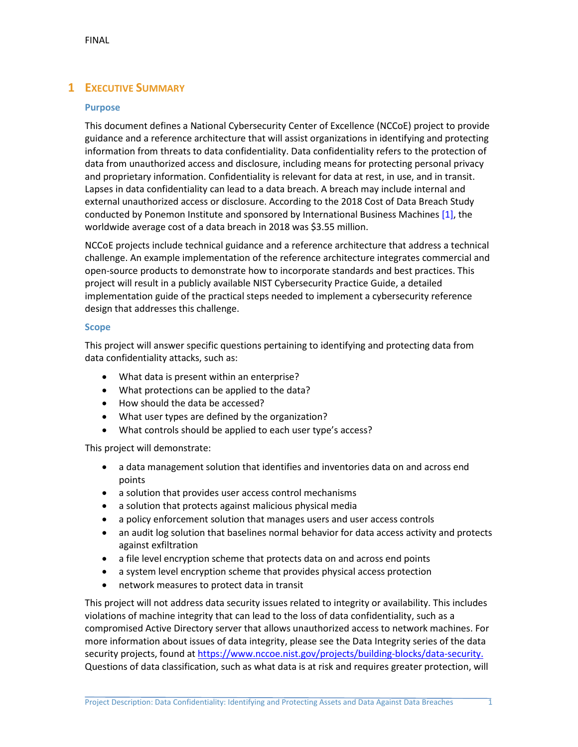## 1 Executive Summary

### Purpose

This document defines a National Cybersecurity Center of Excellence (NCCoE) project to provide guidance and a reference architecture that will assist organizations in identifying and protecting information from threats to data confidentiality. Data confidentiality refers to the protection of data from unauthorized access and disclosure, including means for protecting personal privacy and proprietary information. Confidentiality is relevant for data at rest, in use, and in transit. Lapses in data confidentiality can lead to a data breach. A breach may include internal and external unauthorized access or disclosure. According to the 2018 Cost of Data Breach Study conducted by Ponemon Institute and sponsored by International Business Machines [1], the worldwide average cost of a data breach in 2018 was $3.55 million.

NCCoE projects include technical guidance and a reference architecture that address a technical challenge. An example implementation of the reference architecture integrates commercial and open-source products to demonstrate how to incorporate standards and best practices. This project will result in a publicly available NIST Cybersecurity Practice Guide, a detailed implementation guide of the practical steps needed to implement a cybersecurity reference design that addresses this challenge.

### Scope

This project will answer specific questions pertaining to identifying and protecting data from data confidentiality attacks, such as:

- What data is present within an enterprise?
- What protections can be applied to the data?
- How should the data be accessed?
- What user types are defined by the organization?
- What controls should be applied to each user type's access?

This project will demonstrate:

- a data management solution that identifies and inventories data on and across end points
- a solution that provides user access control mechanisms
- a solution that protects against malicious physical media
- a policy enforcement solution that manages users and user access controls
- an audit log solution that baselines normal behavior for data access activity and protects against exfiltration
- a file level encryption scheme that protects data on and across end points
- a system level encryption scheme that provides physical access protection
- network measures to protect data in transit

This project will not address data security issues related to integrity or availability. This includes violations of machine integrity that can lead to the loss of data confidentiality, such as a compromised Active Directory server that allows unauthorized access to network machines. For more information about issues of data integrity, please see the Data Integrity series of the data security projects, found at https://www.nccoe.nist.gov/projects/building-blocks/data-security. Questions of data classification, such as what data is at risk and requires greater protection, will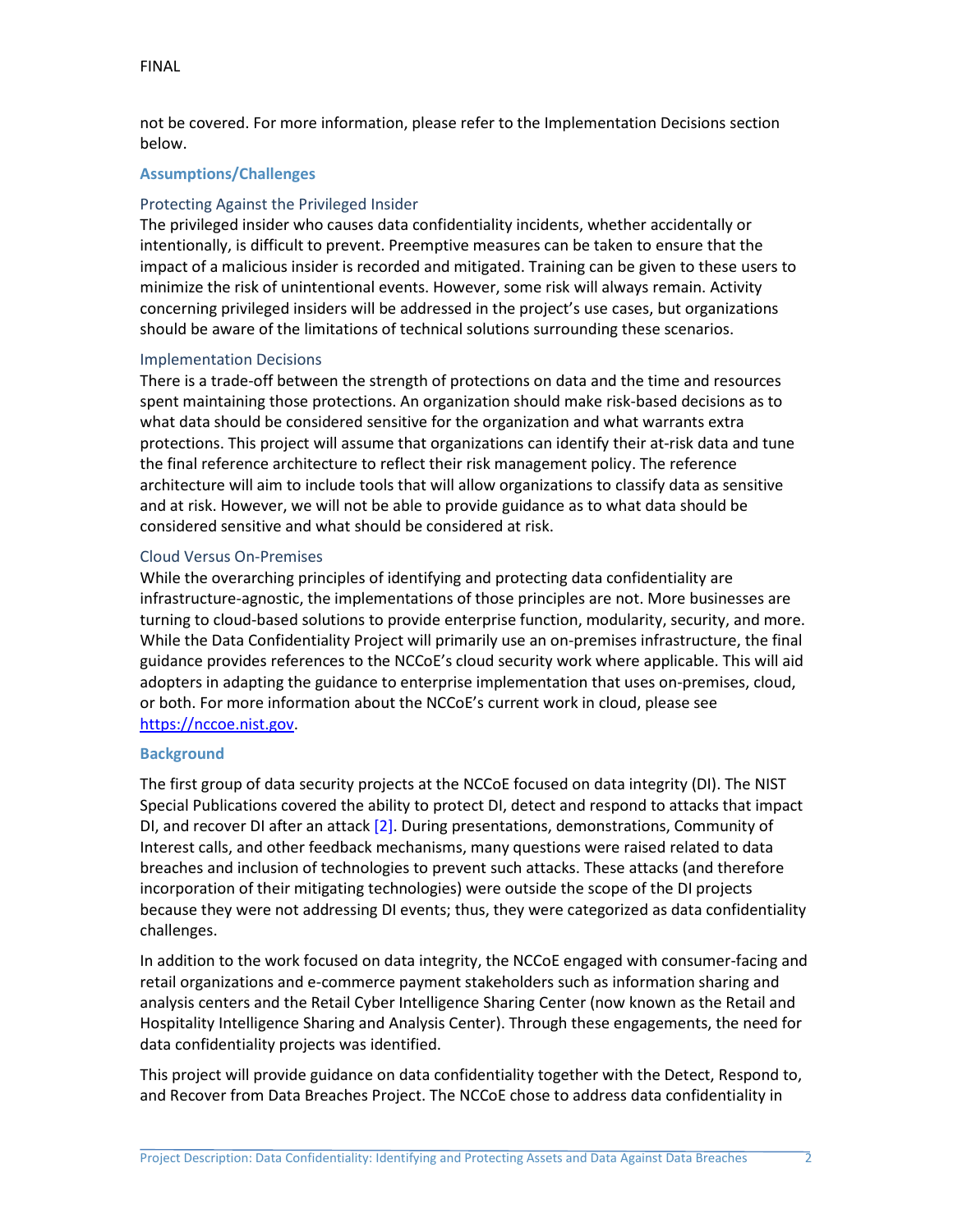not be covered. For more information, please refer to the Implementation Decisions section below.

## Assumptions/Challenges

### Protecting Against the Privileged Insider

The privileged insider who causes data confidentiality incidents, whether accidentally or intentionally, is difficult to prevent. Preemptive measures can be taken to ensure that the impact of a malicious insider is recorded and mitigated. Training can be given to these users to minimize the risk of unintentional events. However, some risk will always remain. Activity concerning privileged insiders will be addressed in the project's use cases, but organizations should be aware of the limitations of technical solutions surrounding these scenarios.

### Implementation Decisions

There is a trade-off between the strength of protections on data and the time and resources spent maintaining those protections. An organization should make risk-based decisions as to what data should be considered sensitive for the organization and what warrants extra protections. This project will assume that organizations can identify their at-risk data and tune the final reference architecture to reflect their risk management policy. The reference architecture will aim to include tools that will allow organizations to classify data as sensitive and at risk. However, we will not be able to provide guidance as to what data should be considered sensitive and what should be considered at risk.

### Cloud Versus On-Premises

While the overarching principles of identifying and protecting data confidentiality are infrastructure-agnostic, the implementations of those principles are not. More businesses are turning to cloud-based solutions to provide enterprise function, modularity, security, and more. While the Data Confidentiality Project will primarily use an on-premises infrastructure, the final guidance provides references to the NCCoE's cloud security work where applicable. This will aid adopters in adapting the guidance to enterprise implementation that uses on-premises, cloud, or both. For more information about the NCCoE's current work in cloud, please see https://nccoe.nist.gov.

## Background

The first group of data security projects at the NCCoE focused on data integrity (DI). The NIST Special Publications covered the ability to protect DI, detect and respond to attacks that impact DI, and recover DI after an attack [2]. During presentations, demonstrations, Community of Interest calls, and other feedback mechanisms, many questions were raised related to data breaches and inclusion of technologies to prevent such attacks. These attacks (and therefore incorporation of their mitigating technologies) were outside the scope of the DI projects because they were not addressing DI events; thus, they were categorized as data confidentiality challenges.

In addition to the work focused on data integrity, the NCCoE engaged with consumer-facing and retail organizations and e-commerce payment stakeholders such as information sharing and analysis centers and the Retail Cyber Intelligence Sharing Center (now known as the Retail and Hospitality Intelligence Sharing and Analysis Center). Through these engagements, the need for data confidentiality projects was identified.

This project will provide guidance on data confidentiality together with the Detect, Respond to, and Recover from Data Breaches Project. The NCCoE chose to address data confidentiality in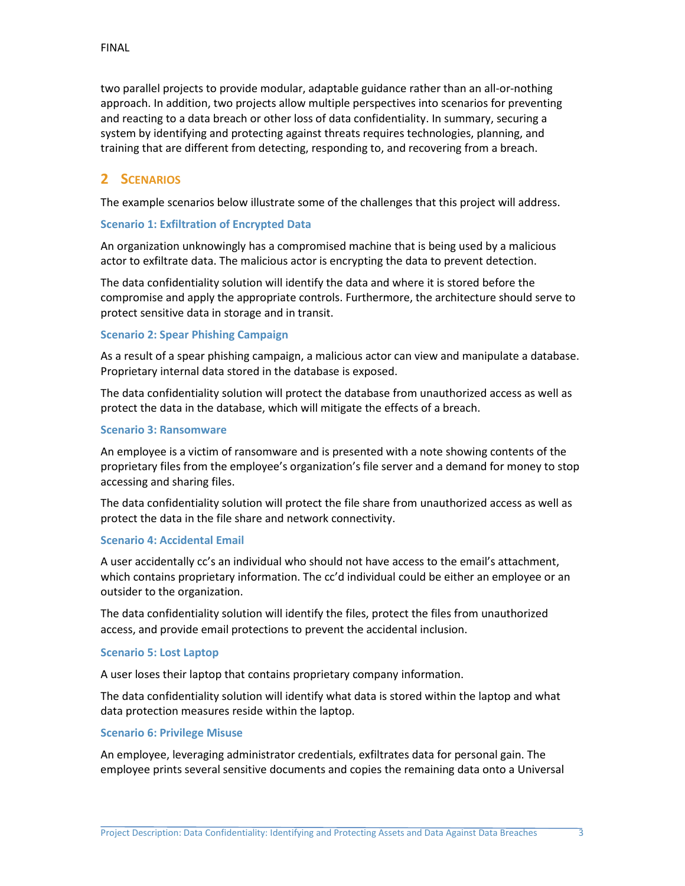two parallel projects to provide modular, adaptable guidance rather than an all-or-nothing approach. In addition, two projects allow multiple perspectives into scenarios for preventing and reacting to a data breach or other loss of data confidentiality. In summary, securing a system by identifying and protecting against threats requires technologies, planning, and training that are different from detecting, responding to, and recovering from a breach.

## 2 Scenarios

The example scenarios below illustrate some of the challenges that this project will address.

### Scenario 1: Exfiltration of Encrypted Data

An organization unknowingly has a compromised machine that is being used by a malicious actor to exfiltrate data. The malicious actor is encrypting the data to prevent detection.

The data confidentiality solution will identify the data and where it is stored before the compromise and apply the appropriate controls. Furthermore, the architecture should serve to protect sensitive data in storage and in transit.

### Scenario 2: Spear Phishing Campaign

As a result of a spear phishing campaign, a malicious actor can view and manipulate a database. Proprietary internal data stored in the database is exposed.

The data confidentiality solution will protect the database from unauthorized access as well as protect the data in the database, which will mitigate the effects of a breach.

### Scenario 3: Ransomware

An employee is a victim of ransomware and is presented with a note showing contents of the proprietary files from the employee's organization's file server and a demand for money to stop accessing and sharing files.

The data confidentiality solution will protect the file share from unauthorized access as well as protect the data in the file share and network connectivity.

### Scenario 4: Accidental Email

A user accidentally cc's an individual who should not have access to the email's attachment, which contains proprietary information. The cc'd individual could be either an employee or an outsider to the organization.

The data confidentiality solution will identify the files, protect the files from unauthorized access, and provide email protections to prevent the accidental inclusion.

### Scenario 5: Lost Laptop

A user loses their laptop that contains proprietary company information.

The data confidentiality solution will identify what data is stored within the laptop and what data protection measures reside within the laptop.

### Scenario 6: Privilege Misuse

An employee, leveraging administrator credentials, exfiltrates data for personal gain. The employee prints several sensitive documents and copies the remaining data onto a Universal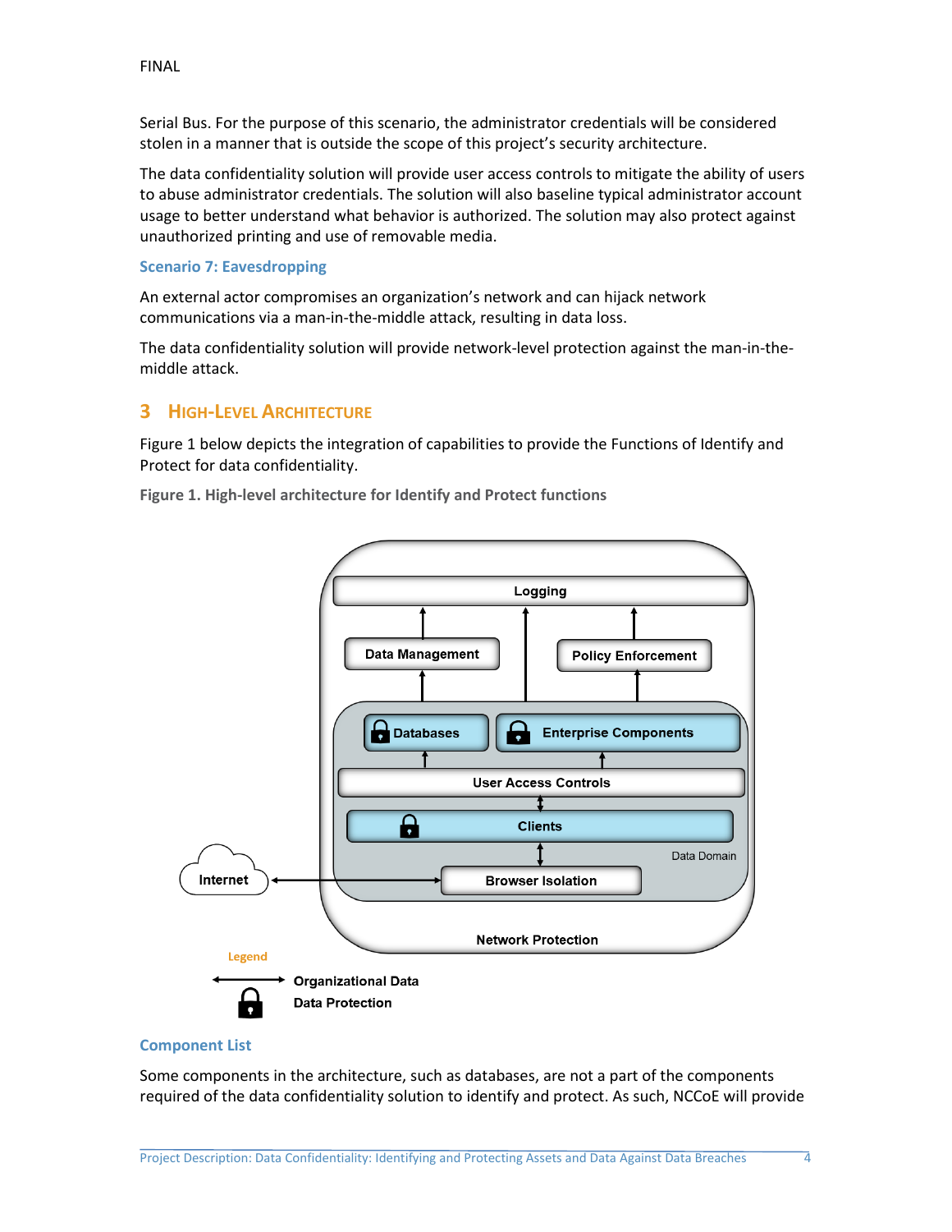Serial Bus. For the purpose of this scenario, the administrator credentials will be considered stolen in a manner that is outside the scope of this project's security architecture.

The data confidentiality solution will provide user access controls to mitigate the ability of users to abuse administrator credentials. The solution will also baseline typical administrator account usage to better understand what behavior is authorized. The solution may also protect against unauthorized printing and use of removable media.

### Scenario 7: Eavesdropping

An external actor compromises an organization's network and can hijack network communications via a man-in-the-middle attack, resulting in data loss.

The data confidentiality solution will provide network-level protection against the man-in-the-middle attack.

## 3 High-Level Architecture

Figure 1 below depicts the integration of capabilities to provide the Functions of Identify and Protect for data confidentiality.

**Figure 1. High-level architecture for Identify and Protect functions**

### Component List

Some components in the architecture, such as databases, are not a part of the components required of the data confidentiality solution to identify and protect. As such, NCCoE will provide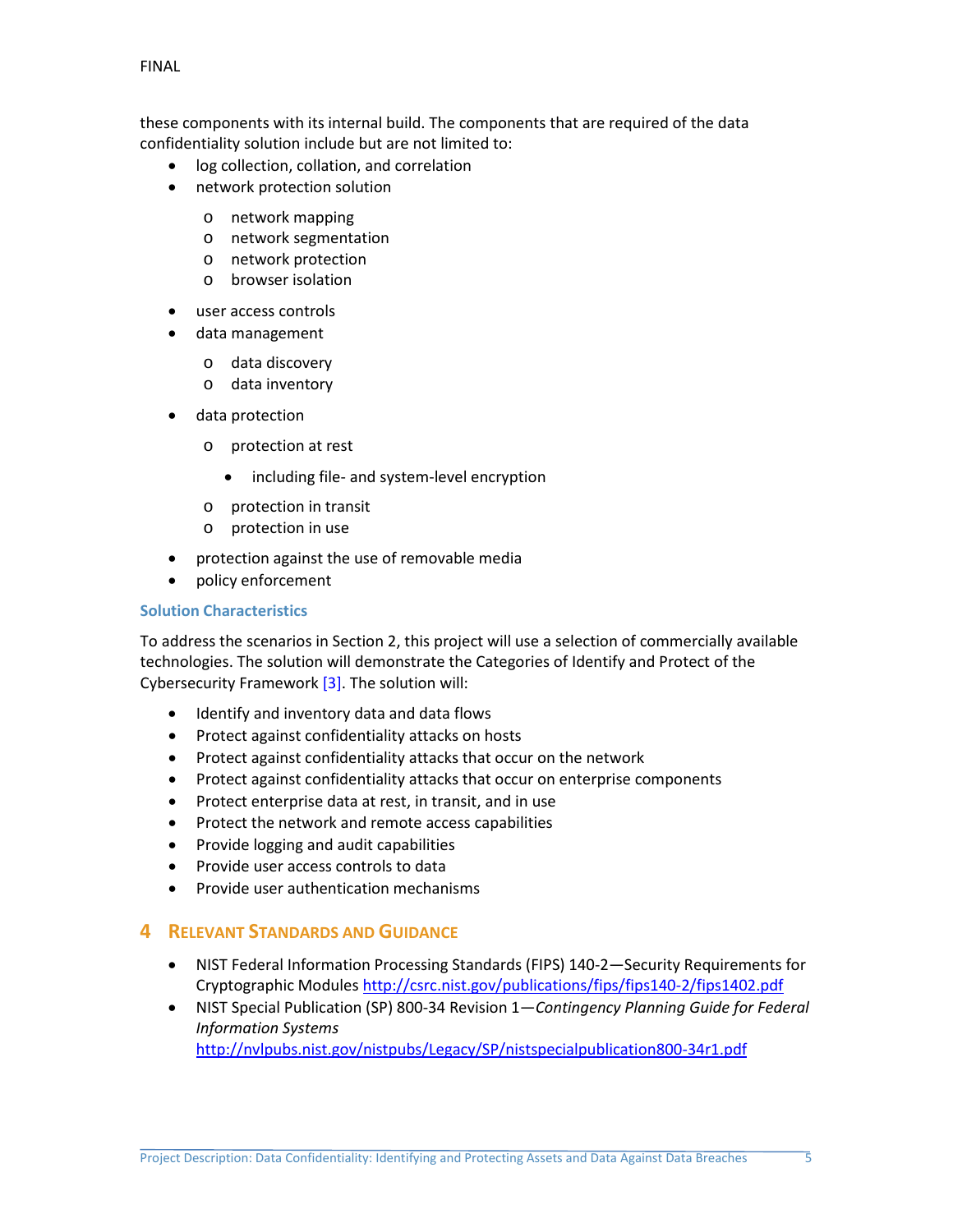these components with its internal build. The components that are required of the data confidentiality solution include but are not limited to:

- log collection, collation, and correlation
- network protection solution
    - network mapping
    - network segmentation
    - network protection
    - browser isolation
- user access controls
- data management
    - data discovery
    - data inventory
- data protection
    - protection at rest
        - including file- and system-level encryption
    - protection in transit
    - protection in use
- protection against the use of removable media
- policy enforcement

### Solution Characteristics

To address the scenarios in Section 2, this project will use a selection of commercially available technologies. The solution will demonstrate the Categories of Identify and Protect of the Cybersecurity Framework [3]. The solution will:

- Identify and inventory data and data flows
- Protect against confidentiality attacks on hosts
- Protect against confidentiality attacks that occur on the network
- Protect against confidentiality attacks that occur on enterprise components
- Protect enterprise data at rest, in transit, and in use
- Protect the network and remote access capabilities
- Provide logging and audit capabilities
- Provide user access controls to data
- Provide user authentication mechanisms

## 4 Relevant Standards and Guidance

- NIST Federal Information Processing Standards (FIPS) 140-2—Security Requirements for Cryptographic Modules http://csrc.nist.gov/publications/fips/fips140-2/fips1402.pdf
- NIST Special Publication (SP) 800-34 Revision 1—*Contingency Planning Guide for Federal Information Systems* http://nvlpubs.nist.gov/nistpubs/Legacy/SP/nistspecialpublication800-34r1.pdf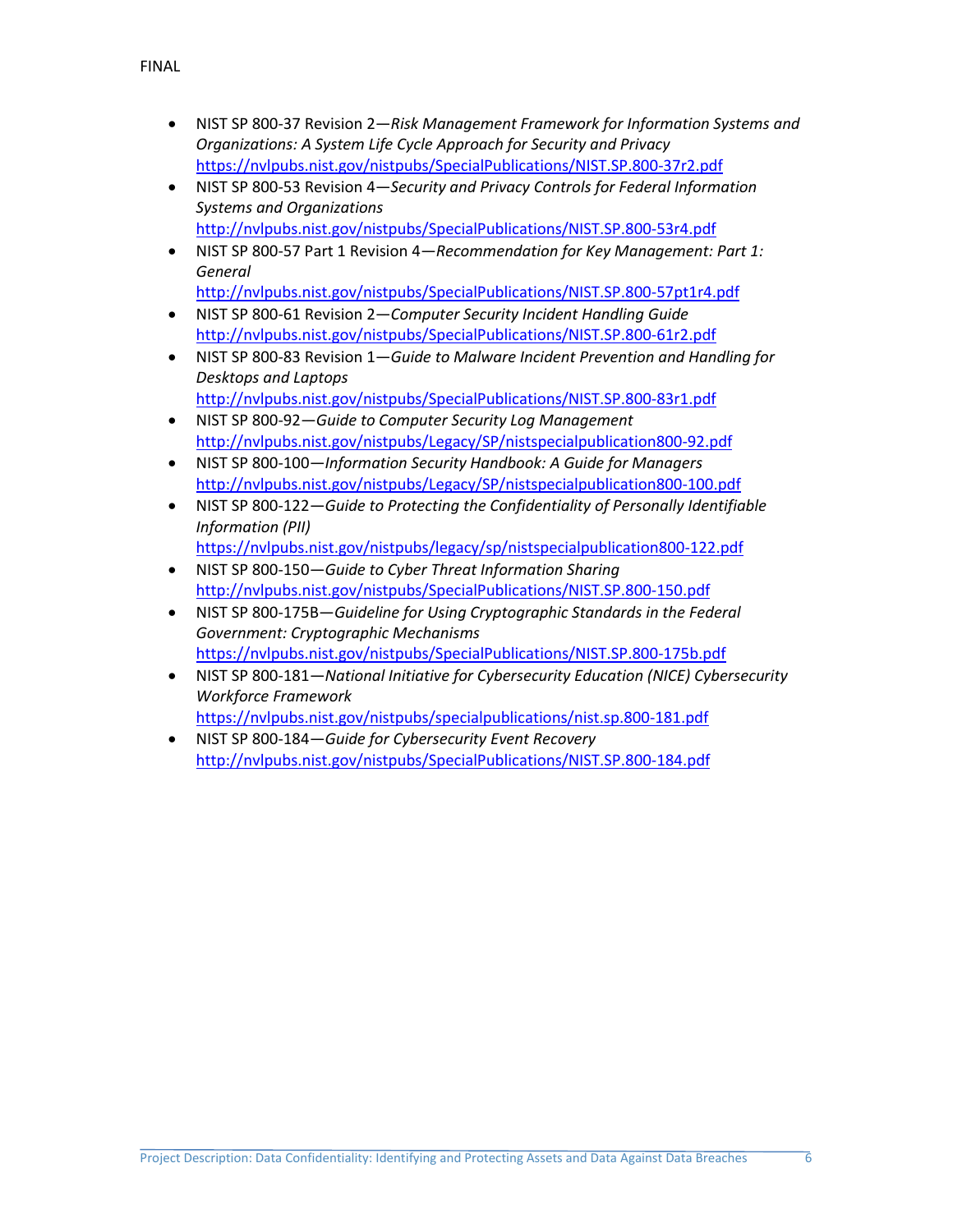- NIST SP 800-37 Revision 2—*Risk Management Framework for Information Systems and Organizations: A System Life Cycle Approach for Security and Privacy* https://nvlpubs.nist.gov/nistpubs/SpecialPublications/NIST.SP.800-37r2.pdf
- NIST SP 800-53 Revision 4—*Security and Privacy Controls for Federal Information Systems and Organizations* http://nvlpubs.nist.gov/nistpubs/SpecialPublications/NIST.SP.800-53r4.pdf
- NIST SP 800-57 Part 1 Revision 4—*Recommendation for Key Management: Part 1: General* http://nvlpubs.nist.gov/nistpubs/SpecialPublications/NIST.SP.800-57pt1r4.pdf
- NIST SP 800-61 Revision 2—*Computer Security Incident Handling Guide* http://nvlpubs.nist.gov/nistpubs/SpecialPublications/NIST.SP.800-61r2.pdf
- NIST SP 800-83 Revision 1—*Guide to Malware Incident Prevention and Handling for Desktops and Laptops* http://nvlpubs.nist.gov/nistpubs/SpecialPublications/NIST.SP.800-83r1.pdf
- NIST SP 800-92—*Guide to Computer Security Log Management* http://nvlpubs.nist.gov/nistpubs/Legacy/SP/nistspecialpublication800-92.pdf
- NIST SP 800-100—*Information Security Handbook: A Guide for Managers* http://nvlpubs.nist.gov/nistpubs/Legacy/SP/nistspecialpublication800-100.pdf
- NIST SP 800-122—*Guide to Protecting the Confidentiality of Personally Identifiable Information (PII)* https://nvlpubs.nist.gov/nistpubs/legacy/sp/nistspecialpublication800-122.pdf
- NIST SP 800-150—*Guide to Cyber Threat Information Sharing* http://nvlpubs.nist.gov/nistpubs/SpecialPublications/NIST.SP.800-150.pdf
- NIST SP 800-175B—*Guideline for Using Cryptographic Standards in the Federal Government: Cryptographic Mechanisms* https://nvlpubs.nist.gov/nistpubs/SpecialPublications/NIST.SP.800-175b.pdf
- NIST SP 800-181—*National Initiative for Cybersecurity Education (NICE) Cybersecurity Workforce Framework* https://nvlpubs.nist.gov/nistpubs/specialpublications/nist.sp.800-181.pdf
- NIST SP 800-184—*Guide for Cybersecurity Event Recovery* http://nvlpubs.nist.gov/nistpubs/SpecialPublications/NIST.SP.800-184.pdf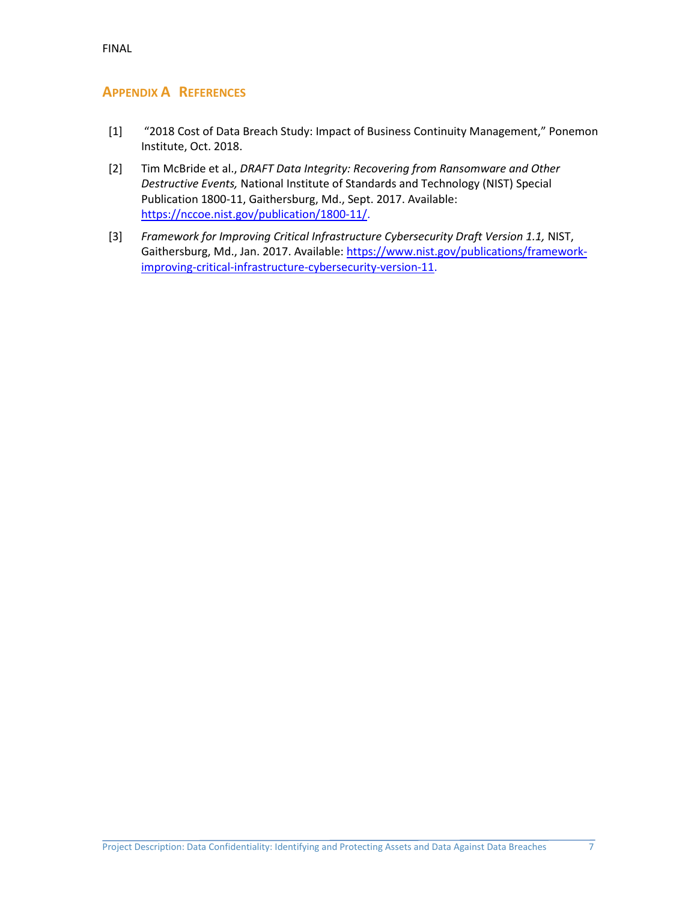## Appendix A References

[1] "2018 Cost of Data Breach Study: Impact of Business Continuity Management," Ponemon Institute, Oct. 2018.

[2] Tim McBride et al., *DRAFT Data Integrity: Recovering from Ransomware and Other Destructive Events,* National Institute of Standards and Technology (NIST) Special Publication 1800-11, Gaithersburg, Md., Sept. 2017. Available: https://nccoe.nist.gov/publication/1800-11/.

[3] *Framework for Improving Critical Infrastructure Cybersecurity Draft Version 1.1,* NIST, Gaithersburg, Md., Jan. 2017. Available: https://www.nist.gov/publications/framework-improving-critical-infrastructure-cybersecurity-version-11.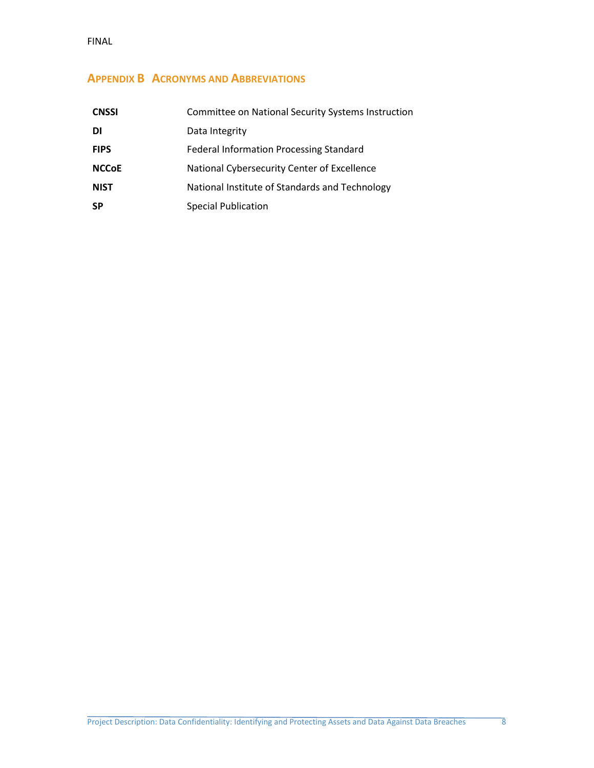## Appendix B Acronyms and Abbreviations

| | |
|---|---|
| **CNSSI** | Committee on National Security Systems Instruction |
| **DI** | Data Integrity |
| **FIPS** | Federal Information Processing Standard |
| **NCCoE** | National Cybersecurity Center of Excellence |
| **NIST** | National Institute of Standards and Technology |
| **SP** | Special Publication |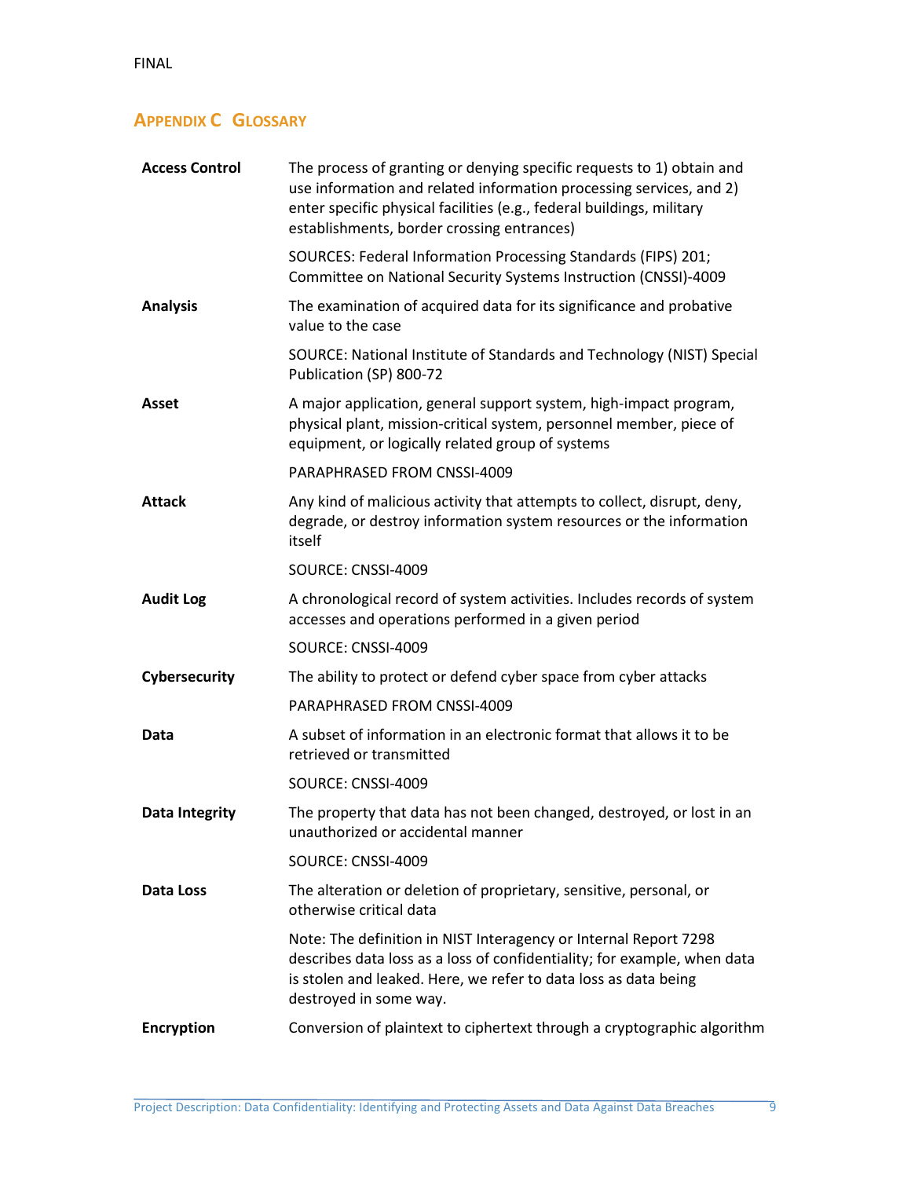## Appendix C Glossary

| | |
|---|---|
| **Access Control** | The process of granting or denying specific requests to 1) obtain and use information and related information processing services, and 2) enter specific physical facilities (e.g., federal buildings, military establishments, border crossing entrances)<br><br>SOURCES: Federal Information Processing Standards (FIPS) 201; Committee on National Security Systems Instruction (CNSSI)-4009 |
| **Analysis** | The examination of acquired data for its significance and probative value to the case<br><br>SOURCE: National Institute of Standards and Technology (NIST) Special Publication (SP) 800-72 |
| **Asset** | A major application, general support system, high-impact program, physical plant, mission-critical system, personnel member, piece of equipment, or logically related group of systems<br><br>PARAPHRASED FROM CNSSI-4009 |
| **Attack** | Any kind of malicious activity that attempts to collect, disrupt, deny, degrade, or destroy information system resources or the information itself<br><br>SOURCE: CNSSI-4009 |
| **Audit Log** | A chronological record of system activities. Includes records of system accesses and operations performed in a given period<br><br>SOURCE: CNSSI-4009 |
| **Cybersecurity** | The ability to protect or defend cyber space from cyber attacks<br><br>PARAPHRASED FROM CNSSI-4009 |
| **Data** | A subset of information in an electronic format that allows it to be retrieved or transmitted<br><br>SOURCE: CNSSI-4009 |
| **Data Integrity** | The property that data has not been changed, destroyed, or lost in an unauthorized or accidental manner<br><br>SOURCE: CNSSI-4009 |
| **Data Loss** | The alteration or deletion of proprietary, sensitive, personal, or otherwise critical data<br><br>Note: The definition in NIST Interagency or Internal Report 7298 describes data loss as a loss of confidentiality; for example, when data is stolen and leaked. Here, we refer to data loss as data being destroyed in some way. |
| **Encryption** | Conversion of plaintext to ciphertext through a cryptographic algorithm |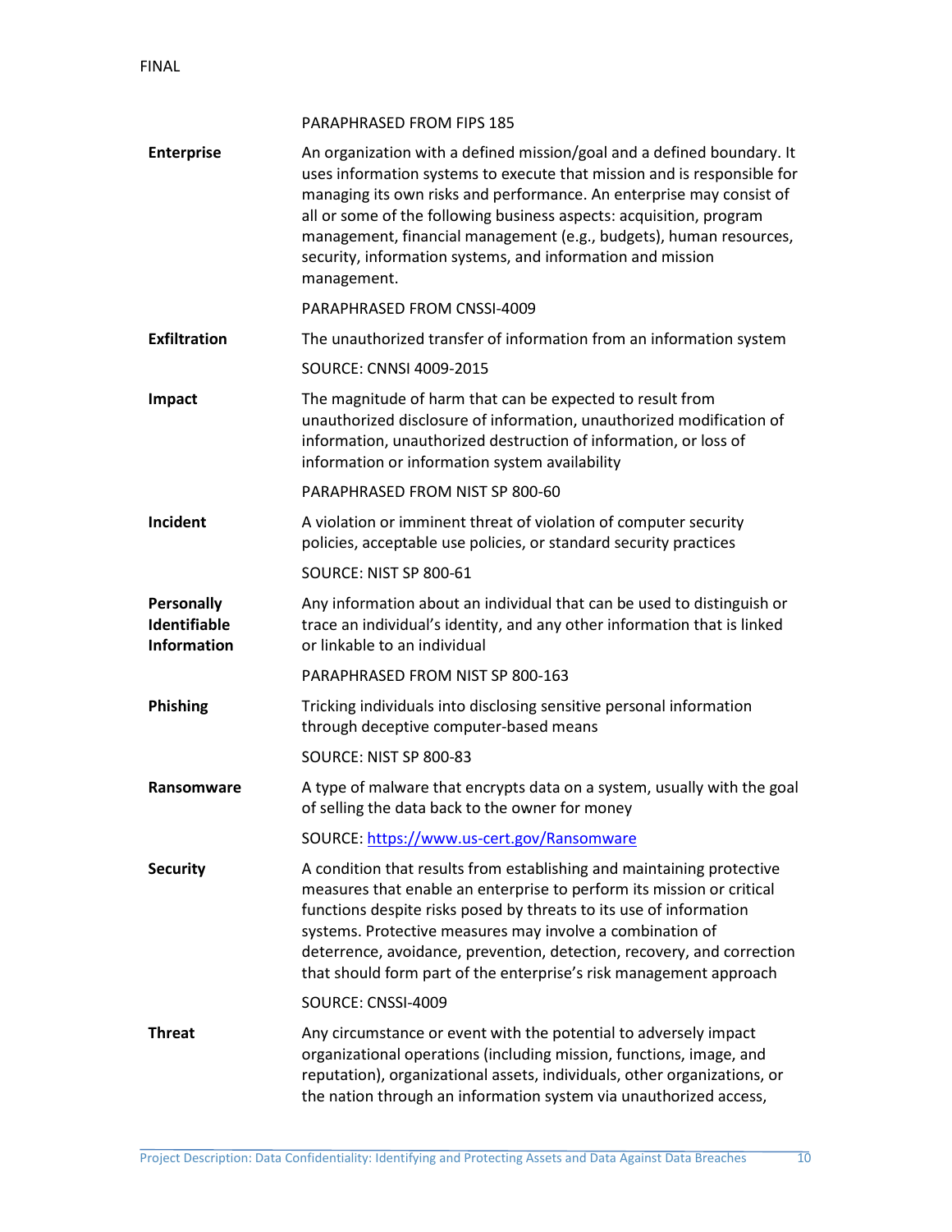PARAPHRASED FROM FIPS 185

| | |
|---|---|
| **Enterprise** | An organization with a defined mission/goal and a defined boundary. It uses information systems to execute that mission and is responsible for managing its own risks and performance. An enterprise may consist of all or some of the following business aspects: acquisition, program management, financial management (e.g., budgets), human resources, security, information systems, and information and mission management.<br><br>PARAPHRASED FROM CNSSI-4009 |
| **Exfiltration** | The unauthorized transfer of information from an information system<br><br>SOURCE: CNNSI 4009-2015 |
| **Impact** | The magnitude of harm that can be expected to result from unauthorized disclosure of information, unauthorized modification of information, unauthorized destruction of information, or loss of information or information system availability<br><br>PARAPHRASED FROM NIST SP 800-60 |
| **Incident** | A violation or imminent threat of violation of computer security policies, acceptable use policies, or standard security practices<br><br>SOURCE: NIST SP 800-61 |
| **Personally Identifiable Information** | Any information about an individual that can be used to distinguish or trace an individual's identity, and any other information that is linked or linkable to an individual<br><br>PARAPHRASED FROM NIST SP 800-163 |
| **Phishing** | Tricking individuals into disclosing sensitive personal information through deceptive computer-based means<br><br>SOURCE: NIST SP 800-83 |
| **Ransomware** | A type of malware that encrypts data on a system, usually with the goal of selling the data back to the owner for money<br><br>SOURCE: [https://www.us-cert.gov/Ransomware](https://www.us-cert.gov/Ransomware) |
| **Security** | A condition that results from establishing and maintaining protective measures that enable an enterprise to perform its mission or critical functions despite risks posed by threats to its use of information systems. Protective measures may involve a combination of deterrence, avoidance, prevention, detection, recovery, and correction that should form part of the enterprise's risk management approach<br><br>SOURCE: CNSSI-4009 |
| **Threat** | Any circumstance or event with the potential to adversely impact organizational operations (including mission, functions, image, and reputation), organizational assets, individuals, other organizations, or the nation through an information system via unauthorized access, |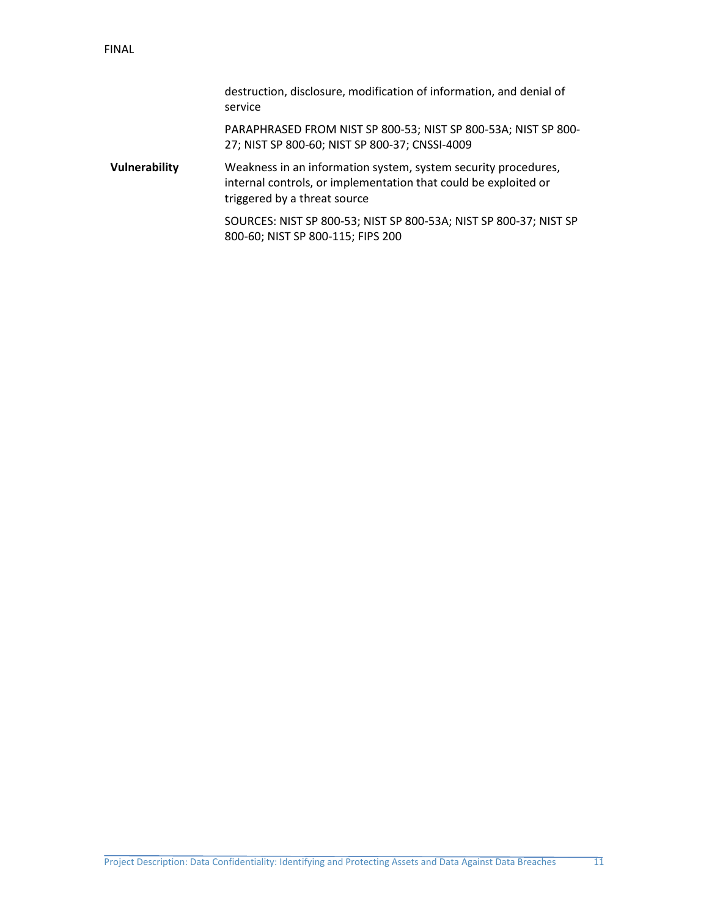| | |
|---|---|
| | destruction, disclosure, modification of information, and denial of service<br><br>PARAPHRASED FROM NIST SP 800-53; NIST SP 800-53A; NIST SP 800-27; NIST SP 800-60; NIST SP 800-37; CNSSI-4009 |
| **Vulnerability** | Weakness in an information system, system security procedures, internal controls, or implementation that could be exploited or triggered by a threat source<br><br>SOURCES: NIST SP 800-53; NIST SP 800-53A; NIST SP 800-37; NIST SP 800-60; NIST SP 800-115; FIPS 200 |